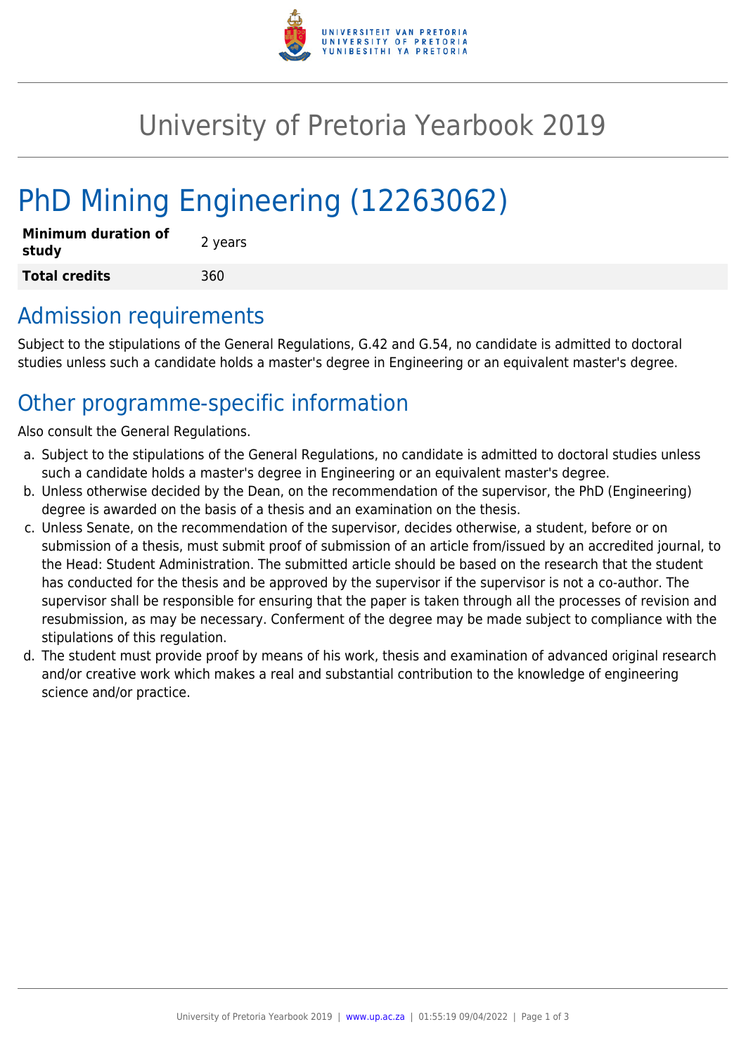# University of Pretoria Yearbook 2019

# PhD Mining Engineering (12263062)

| **Minimum duration of study** | 2 years |
| --- | --- |
| **Total credits** | 360 |

## Admission requirements

Subject to the stipulations of the General Regulations, G.42 and G.54, no candidate is admitted to doctoral studies unless such a candidate holds a master's degree in Engineering or an equivalent master's degree.

## Other programme-specific information

Also consult the General Regulations.

a. Subject to the stipulations of the General Regulations, no candidate is admitted to doctoral studies unless such a candidate holds a master's degree in Engineering or an equivalent master's degree.
b. Unless otherwise decided by the Dean, on the recommendation of the supervisor, the PhD (Engineering) degree is awarded on the basis of a thesis and an examination on the thesis.
c. Unless Senate, on the recommendation of the supervisor, decides otherwise, a student, before or on submission of a thesis, must submit proof of submission of an article from/issued by an accredited journal, to the Head: Student Administration. The submitted article should be based on the research that the student has conducted for the thesis and be approved by the supervisor if the supervisor is not a co-author. The supervisor shall be responsible for ensuring that the paper is taken through all the processes of revision and resubmission, as may be necessary. Conferment of the degree may be made subject to compliance with the stipulations of this regulation.
d. The student must provide proof by means of his work, thesis and examination of advanced original research and/or creative work which makes a real and substantial contribution to the knowledge of engineering science and/or practice.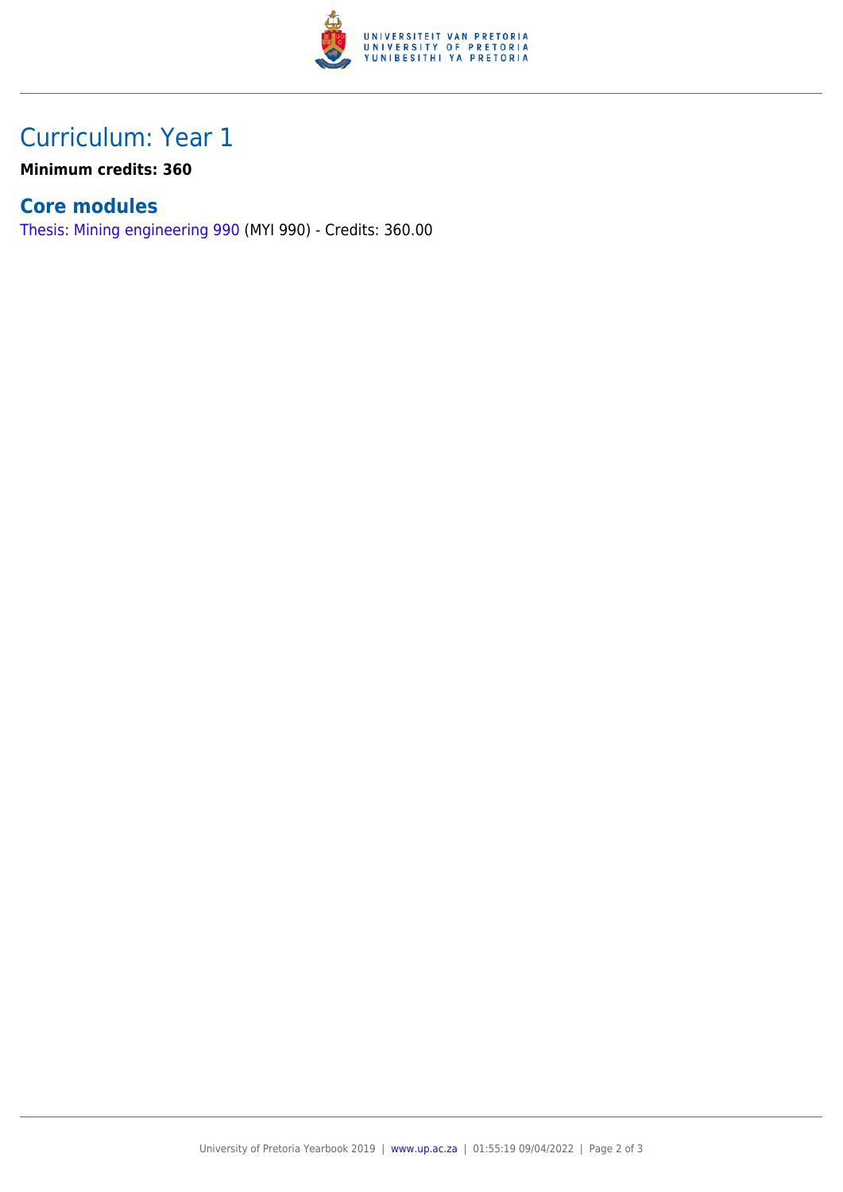# Curriculum: Year 1

**Minimum credits: 360**

## Core modules

Thesis: Mining engineering 990 (MYI 990) - Credits: 360.00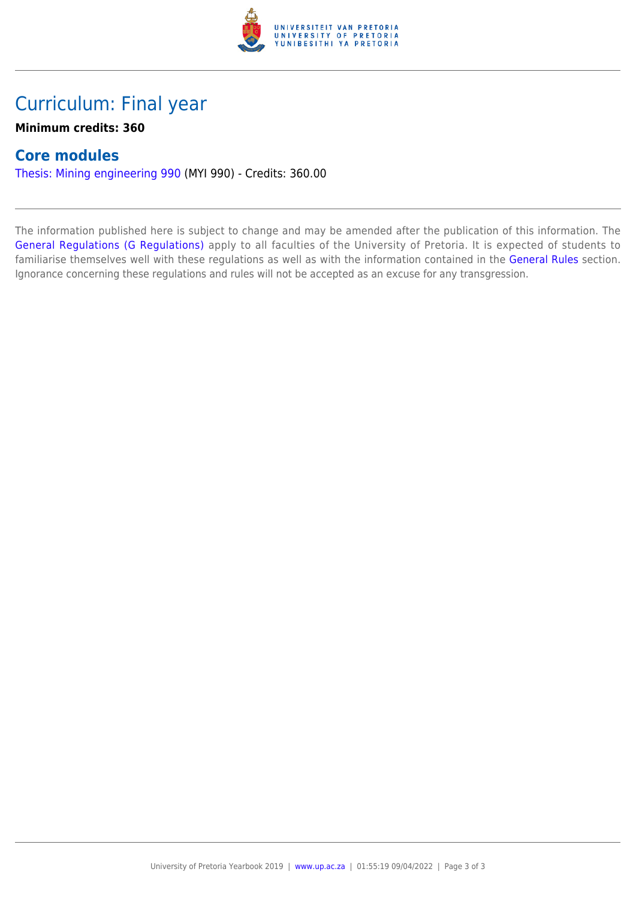# Curriculum: Final year

**Minimum credits: 360**

## Core modules

Thesis: Mining engineering 990 (MYI 990) - Credits: 360.00

The information published here is subject to change and may be amended after the publication of this information. The General Regulations (G Regulations) apply to all faculties of the University of Pretoria. It is expected of students to familiarise themselves well with these regulations as well as with the information contained in the General Rules section. Ignorance concerning these regulations and rules will not be accepted as an excuse for any transgression.